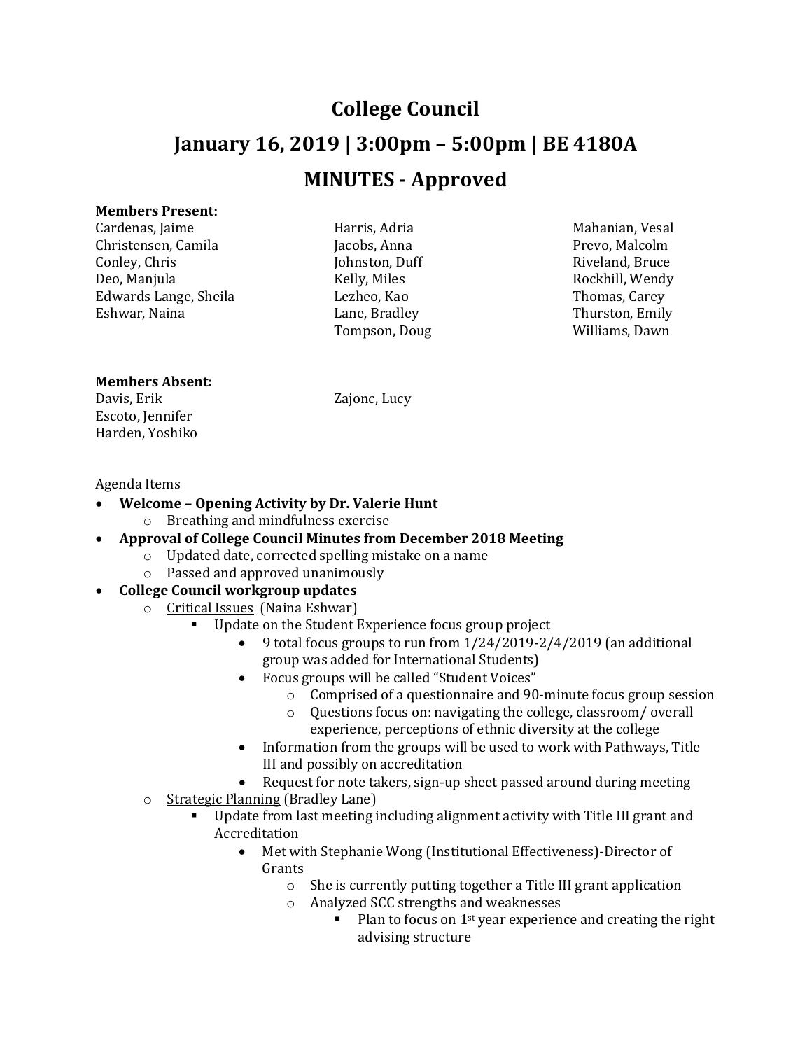# College Council

## January 16, 2019 | 3:00pm – 5:00pm | BE 4180A

## MINUTES - Approved

**Members Present:**

Cardenas, Jaime
Christensen, Camila
Conley, Chris
Deo, Manjula
Edwards Lange, Sheila
Eshwar, Naina
Harris, Adria
Jacobs, Anna
Johnston, Duff
Kelly, Miles
Lezheo, Kao
Lane, Bradley
Tompson, Doug
Mahanian, Vesal
Prevo, Malcolm
Riveland, Bruce
Rockhill, Wendy
Thomas, Carey
Thurston, Emily
Williams, Dawn

**Members Absent:**

Davis, Erik
Escoto, Jennifer
Harden, Yoshiko
Zajonc, Lucy

Agenda Items

- **Welcome – Opening Activity by Dr. Valerie Hunt**
    - Breathing and mindfulness exercise
- **Approval of College Council Minutes from December 2018 Meeting**
    - Updated date, corrected spelling mistake on a name
    - Passed and approved unanimously
- **College Council workgroup updates**
    - <u>Critical Issues</u> (Naina Eshwar)
        - Update on the Student Experience focus group project
            - 9 total focus groups to run from 1/24/2019-2/4/2019 (an additional group was added for International Students)
            - Focus groups will be called "Student Voices"
                - Comprised of a questionnaire and 90-minute focus group session
                - Questions focus on: navigating the college, classroom/ overall experience, perceptions of ethnic diversity at the college
            - Information from the groups will be used to work with Pathways, Title III and possibly on accreditation
            - Request for note takers, sign-up sheet passed around during meeting
    - <u>Strategic Planning</u> (Bradley Lane)
        - Update from last meeting including alignment activity with Title III grant and Accreditation
            - Met with Stephanie Wong (Institutional Effectiveness)-Director of Grants
                - She is currently putting together a Title III grant application
                - Analyzed SCC strengths and weaknesses
                    - Plan to focus on 1st year experience and creating the right advising structure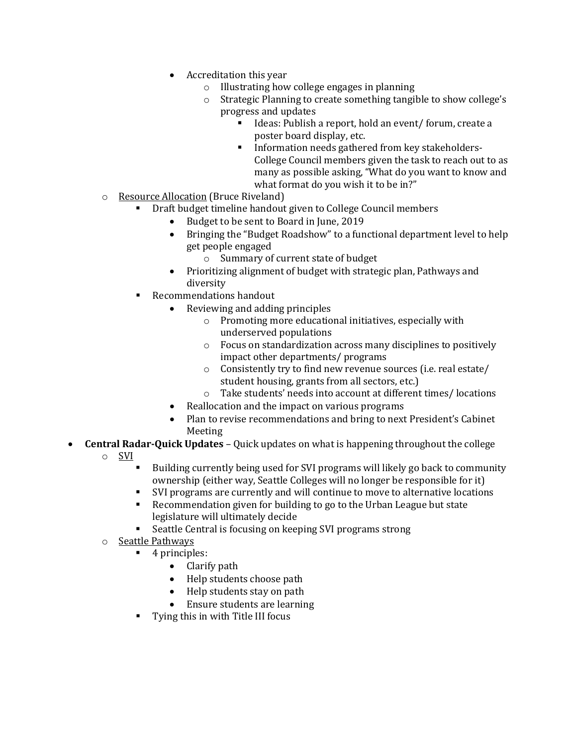- Accreditation this year
      - Illustrating how college engages in planning
      - Strategic Planning to create something tangible to show college's progress and updates
        - Ideas: Publish a report, hold an event/ forum, create a poster board display, etc.
        - Information needs gathered from key stakeholders- College Council members given the task to reach out to as many as possible asking, "What do you want to know and what format do you wish it to be in?"
  - <u>Resource Allocation</u> (Bruce Riveland)
    - Draft budget timeline handout given to College Council members
      - Budget to be sent to Board in June, 2019
      - Bringing the "Budget Roadshow" to a functional department level to help get people engaged
        - Summary of current state of budget
      - Prioritizing alignment of budget with strategic plan, Pathways and diversity
    - Recommendations handout
      - Reviewing and adding principles
        - Promoting more educational initiatives, especially with underserved populations
        - Focus on standardization across many disciplines to positively impact other departments/ programs
        - Consistently try to find new revenue sources (i.e. real estate/ student housing, grants from all sectors, etc.)
        - Take students' needs into account at different times/ locations
      - Reallocation and the impact on various programs
      - Plan to revise recommendations and bring to next President's Cabinet Meeting

- **Central Radar-Quick Updates** – Quick updates on what is happening throughout the college
  - <u>SVI</u>
    - Building currently being used for SVI programs will likely go back to community ownership (either way, Seattle Colleges will no longer be responsible for it)
    - SVI programs are currently and will continue to move to alternative locations
    - Recommendation given for building to go to the Urban League but state legislature will ultimately decide
    - Seattle Central is focusing on keeping SVI programs strong
  - <u>Seattle Pathways</u>
    - 4 principles:
      - Clarify path
      - Help students choose path
      - Help students stay on path
      - Ensure students are learning
    - Tying this in with Title III focus